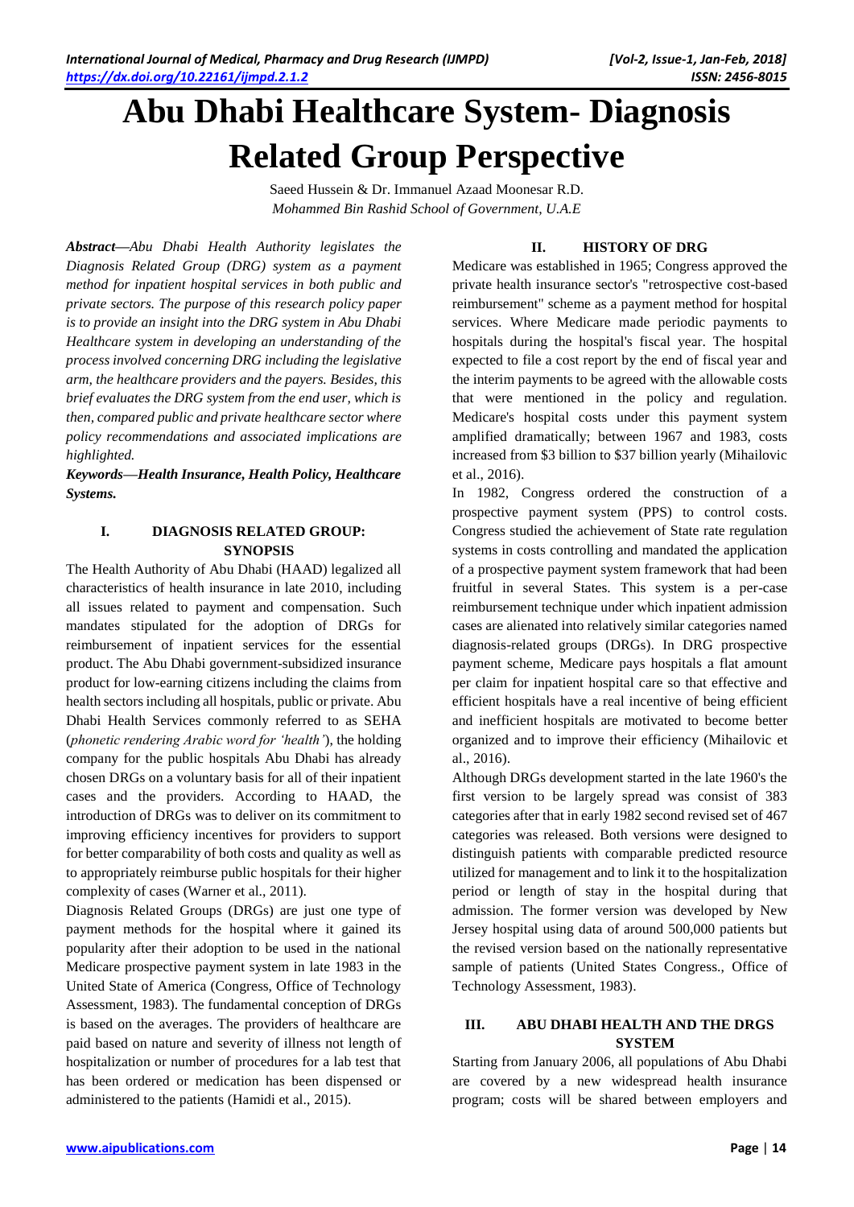# Abu Dhabi Healthcare System- Diagnosis Related Group Perspective

Saeed Hussein & Dr. Immanuel Azaad Moonesar R.D.

*Mohammed Bin Rashid School of Government, U.A.E*

***Abstract*****—*Abu Dhabi Health Authority legislates the Diagnosis Related Group (DRG) system as a payment method for inpatient hospital services in both public and private sectors. The purpose of this research policy paper is to provide an insight into the DRG system in Abu Dhabi Healthcare system in developing an understanding of the process involved concerning DRG including the legislative arm, the healthcare providers and the payers. Besides, this brief evaluates the DRG system from the end user, which is then, compared public and private healthcare sector where policy recommendations and associated implications are highlighted.***

***Keywords*****—*Health Insurance, Health Policy, Healthcare Systems.***

## I. DIAGNOSIS RELATED GROUP: SYNOPSIS

The Health Authority of Abu Dhabi (HAAD) legalized all characteristics of health insurance in late 2010, including all issues related to payment and compensation. Such mandates stipulated for the adoption of DRGs for reimbursement of inpatient services for the essential product. The Abu Dhabi government-subsidized insurance product for low-earning citizens including the claims from health sectors including all hospitals, public or private. Abu Dhabi Health Services commonly referred to as SEHA (*phonetic rendering Arabic word for 'health'*), the holding company for the public hospitals Abu Dhabi has already chosen DRGs on a voluntary basis for all of their inpatient cases and the providers. According to HAAD, the introduction of DRGs was to deliver on its commitment to improving efficiency incentives for providers to support for better comparability of both costs and quality as well as to appropriately reimburse public hospitals for their higher complexity of cases (Warner et al., 2011).

Diagnosis Related Groups (DRGs) are just one type of payment methods for the hospital where it gained its popularity after their adoption to be used in the national Medicare prospective payment system in late 1983 in the United State of America (Congress, Office of Technology Assessment, 1983). The fundamental conception of DRGs is based on the averages. The providers of healthcare are paid based on nature and severity of illness not length of hospitalization or number of procedures for a lab test that has been ordered or medication has been dispensed or administered to the patients (Hamidi et al., 2015).

## II. HISTORY OF DRG

Medicare was established in 1965; Congress approved the private health insurance sector's "retrospective cost-based reimbursement" scheme as a payment method for hospital services. Where Medicare made periodic payments to hospitals during the hospital's fiscal year. The hospital expected to file a cost report by the end of fiscal year and the interim payments to be agreed with the allowable costs that were mentioned in the policy and regulation. Medicare's hospital costs under this payment system amplified dramatically; between 1967 and 1983, costs increased from \$3 billion to \$37 billion yearly (Mihailovic et al., 2016).

In 1982, Congress ordered the construction of a prospective payment system (PPS) to control costs. Congress studied the achievement of State rate regulation systems in costs controlling and mandated the application of a prospective payment system framework that had been fruitful in several States. This system is a per-case reimbursement technique under which inpatient admission cases are alienated into relatively similar categories named diagnosis-related groups (DRGs). In DRG prospective payment scheme, Medicare pays hospitals a flat amount per claim for inpatient hospital care so that effective and efficient hospitals have a real incentive of being efficient and inefficient hospitals are motivated to become better organized and to improve their efficiency (Mihailovic et al., 2016).

Although DRGs development started in the late 1960's the first version to be largely spread was consist of 383 categories after that in early 1982 second revised set of 467 categories was released. Both versions were designed to distinguish patients with comparable predicted resource utilized for management and to link it to the hospitalization period or length of stay in the hospital during that admission. The former version was developed by New Jersey hospital using data of around 500,000 patients but the revised version based on the nationally representative sample of patients (United States Congress., Office of Technology Assessment, 1983).

## III. ABU DHABI HEALTH AND THE DRGS SYSTEM

Starting from January 2006, all populations of Abu Dhabi are covered by a new widespread health insurance program; costs will be shared between employers and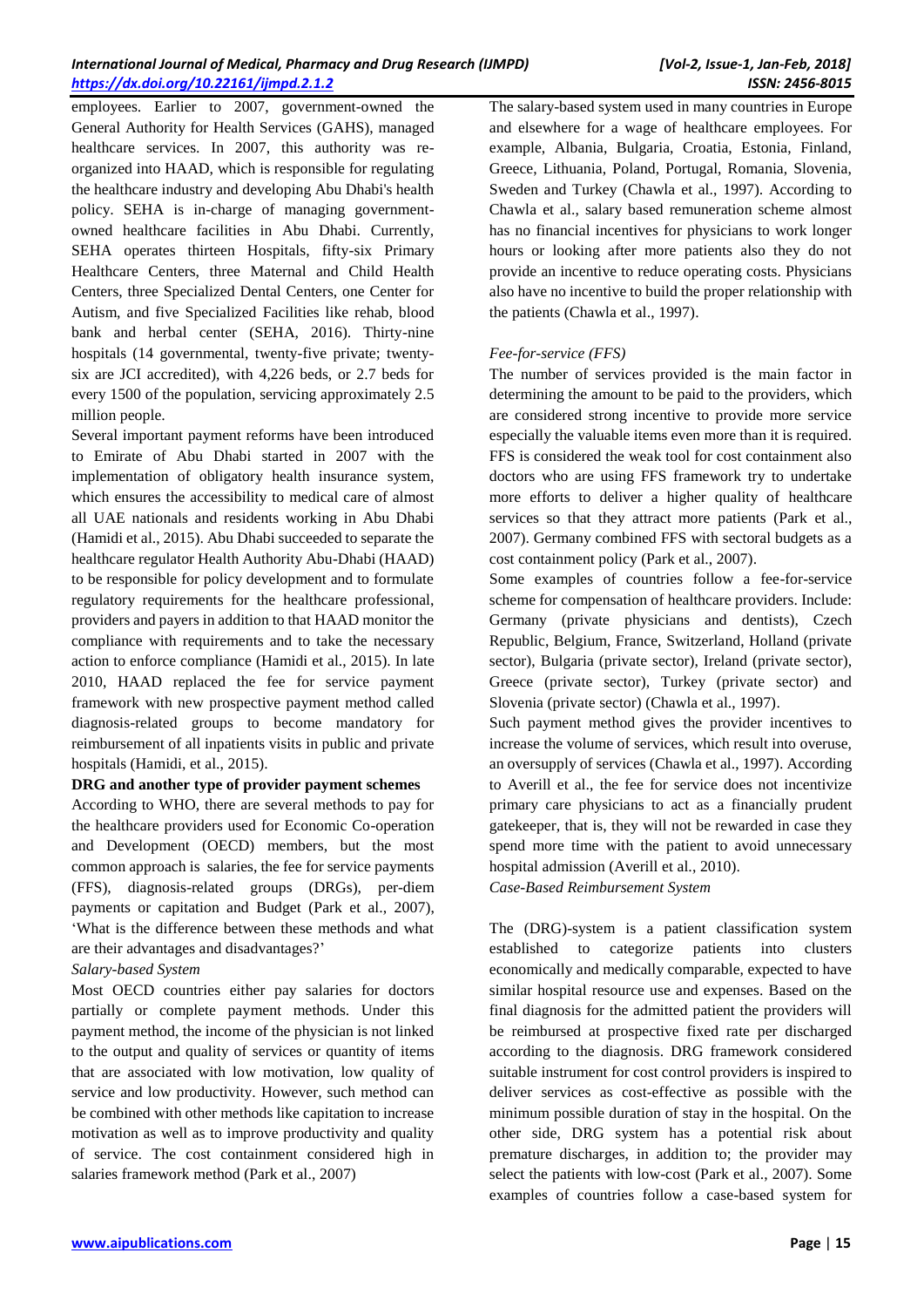employees. Earlier to 2007, government-owned the General Authority for Health Services (GAHS), managed healthcare services. In 2007, this authority was re-organized into HAAD, which is responsible for regulating the healthcare industry and developing Abu Dhabi's health policy. SEHA is in-charge of managing government-owned healthcare facilities in Abu Dhabi. Currently, SEHA operates thirteen Hospitals, fifty-six Primary Healthcare Centers, three Maternal and Child Health Centers, three Specialized Dental Centers, one Center for Autism, and five Specialized Facilities like rehab, blood bank and herbal center (SEHA, 2016). Thirty-nine hospitals (14 governmental, twenty-five private; twenty-six are JCI accredited), with 4,226 beds, or 2.7 beds for every 1500 of the population, servicing approximately 2.5 million people.

Several important payment reforms have been introduced to Emirate of Abu Dhabi started in 2007 with the implementation of obligatory health insurance system, which ensures the accessibility to medical care of almost all UAE nationals and residents working in Abu Dhabi (Hamidi et al., 2015). Abu Dhabi succeeded to separate the healthcare regulator Health Authority Abu-Dhabi (HAAD) to be responsible for policy development and to formulate regulatory requirements for the healthcare professional, providers and payers in addition to that HAAD monitor the compliance with requirements and to take the necessary action to enforce compliance (Hamidi et al., 2015). In late 2010, HAAD replaced the fee for service payment framework with new prospective payment method called diagnosis-related groups to become mandatory for reimbursement of all inpatients visits in public and private hospitals (Hamidi, et al., 2015).

**DRG and another type of provider payment schemes**

According to WHO, there are several methods to pay for the healthcare providers used for Economic Co-operation and Development (OECD) members, but the most common approach is salaries, the fee for service payments (FFS), diagnosis-related groups (DRGs), per-diem payments or capitation and Budget (Park et al., 2007), 'What is the difference between these methods and what are their advantages and disadvantages?'

*Salary-based System*

Most OECD countries either pay salaries for doctors partially or complete payment methods. Under this payment method, the income of the physician is not linked to the output and quality of services or quantity of items that are associated with low motivation, low quality of service and low productivity. However, such method can be combined with other methods like capitation to increase motivation as well as to improve productivity and quality of service. The cost containment considered high in salaries framework method (Park et al., 2007)

The salary-based system used in many countries in Europe and elsewhere for a wage of healthcare employees. For example, Albania, Bulgaria, Croatia, Estonia, Finland, Greece, Lithuania, Poland, Portugal, Romania, Slovenia, Sweden and Turkey (Chawla et al., 1997). According to Chawla et al., salary based remuneration scheme almost has no financial incentives for physicians to work longer hours or looking after more patients also they do not provide an incentive to reduce operating costs. Physicians also have no incentive to build the proper relationship with the patients (Chawla et al., 1997).

*Fee-for-service (FFS)*

The number of services provided is the main factor in determining the amount to be paid to the providers, which are considered strong incentive to provide more service especially the valuable items even more than it is required. FFS is considered the weak tool for cost containment also doctors who are using FFS framework try to undertake more efforts to deliver a higher quality of healthcare services so that they attract more patients (Park et al., 2007). Germany combined FFS with sectoral budgets as a cost containment policy (Park et al., 2007).

Some examples of countries follow a fee-for-service scheme for compensation of healthcare providers. Include: Germany (private physicians and dentists), Czech Republic, Belgium, France, Switzerland, Holland (private sector), Bulgaria (private sector), Ireland (private sector), Greece (private sector), Turkey (private sector) and Slovenia (private sector) (Chawla et al., 1997).

Such payment method gives the provider incentives to increase the volume of services, which result into overuse, an oversupply of services (Chawla et al., 1997). According to Averill et al., the fee for service does not incentivize primary care physicians to act as a financially prudent gatekeeper, that is, they will not be rewarded in case they spend more time with the patient to avoid unnecessary hospital admission (Averill et al., 2010).

*Case-Based Reimbursement System*

The (DRG)-system is a patient classification system established to categorize patients into clusters economically and medically comparable, expected to have similar hospital resource use and expenses. Based on the final diagnosis for the admitted patient the providers will be reimbursed at prospective fixed rate per discharged according to the diagnosis. DRG framework considered suitable instrument for cost control providers is inspired to deliver services as cost-effective as possible with the minimum possible duration of stay in the hospital. On the other side, DRG system has a potential risk about premature discharges, in addition to; the provider may select the patients with low-cost (Park et al., 2007). Some examples of countries follow a case-based system for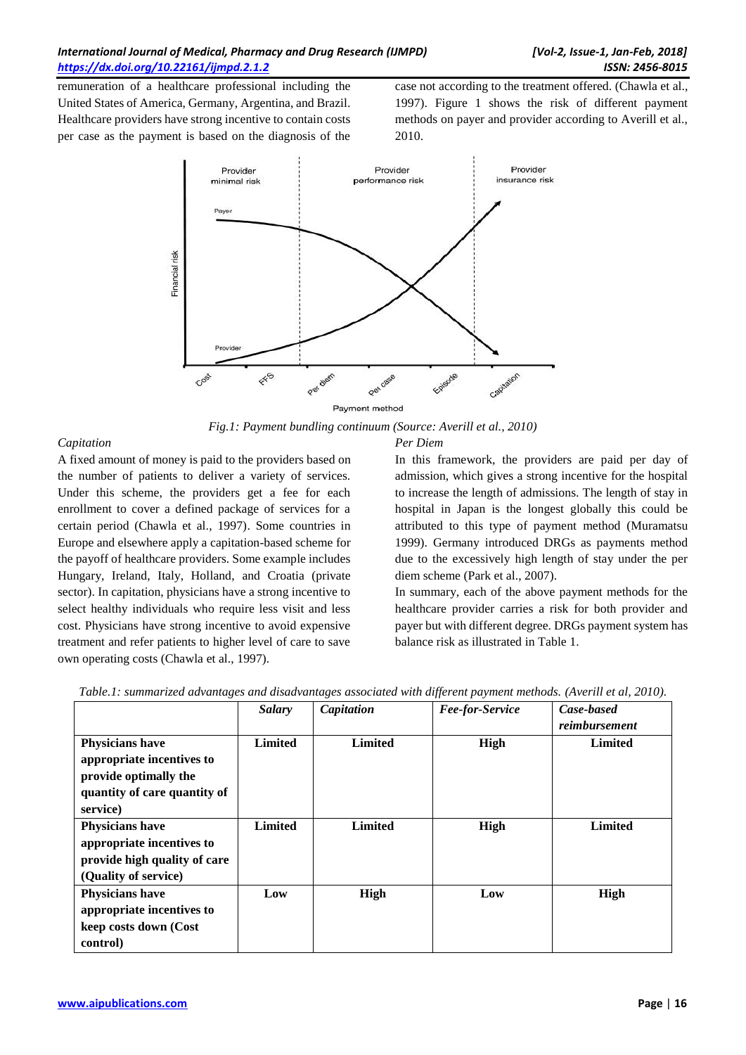remuneration of a healthcare professional including the United States of America, Germany, Argentina, and Brazil. Healthcare providers have strong incentive to contain costs per case as the payment is based on the diagnosis of the case not according to the treatment offered. (Chawla et al., 1997). Figure 1 shows the risk of different payment methods on payer and provider according to Averill et al., 2010.

*Fig.1: Payment bundling continuum (Source: Averill et al., 2010)*

*Capitation*

A fixed amount of money is paid to the providers based on the number of patients to deliver a variety of services. Under this scheme, the providers get a fee for each enrollment to cover a defined package of services for a certain period (Chawla et al., 1997). Some countries in Europe and elsewhere apply a capitation-based scheme for the payoff of healthcare providers. Some example includes Hungary, Ireland, Italy, Holland, and Croatia (private sector). In capitation, physicians have a strong incentive to select healthy individuals who require less visit and less cost. Physicians have strong incentive to avoid expensive treatment and refer patients to higher level of care to save own operating costs (Chawla et al., 1997).

*Per Diem*

In this framework, the providers are paid per day of admission, which gives a strong incentive for the hospital to increase the length of admissions. The length of stay in hospital in Japan is the longest globally this could be attributed to this type of payment method (Muramatsu 1999). Germany introduced DRGs as payments method due to the excessively high length of stay under the per diem scheme (Park et al., 2007).

In summary, each of the above payment methods for the healthcare provider carries a risk for both provider and payer but with different degree. DRGs payment system has balance risk as illustrated in Table 1.

*Table.1: summarized advantages and disadvantages associated with different payment methods. (Averill et al, 2010).*

| | *Salary* | *Capitation* | *Fee-for-Service* | *Case-based reimbursement* |
|---|---|---|---|---|
| **Physicians have appropriate incentives to provide optimally the quantity of care quantity of service)** | **Limited** | **Limited** | **High** | **Limited** |
| **Physicians have appropriate incentives to provide high quality of care (Quality of service)** | **Limited** | **Limited** | **High** | **Limited** |
| **Physicians have appropriate incentives to keep costs down (Cost control)** | **Low** | **High** | **Low** | **High** |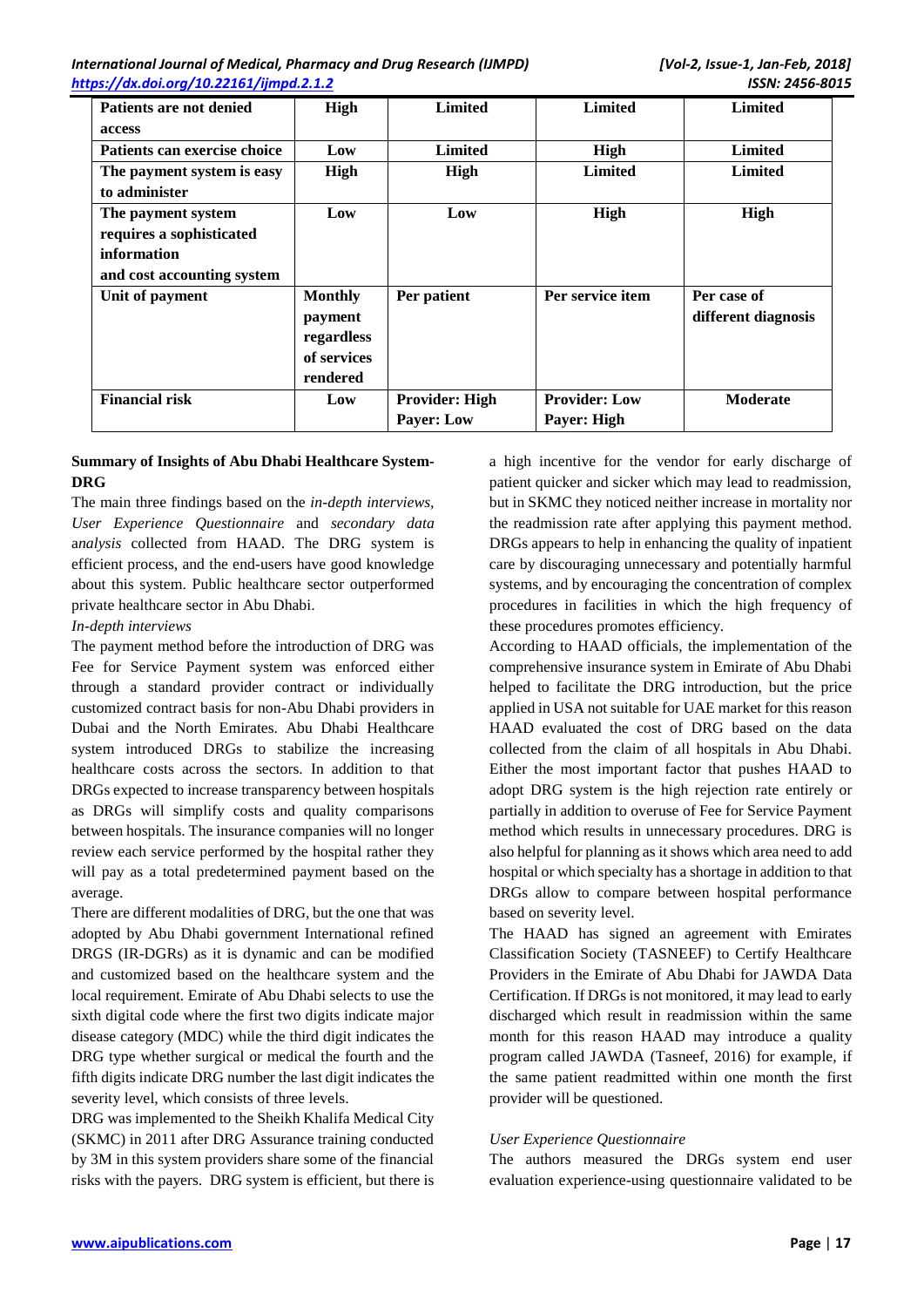| Patients are not denied access | High | Limited | Limited | Limited |
|---|---|---|---|---|
| Patients can exercise choice | Low | Limited | High | Limited |
| The payment system is easy to administer | High | High | Limited | Limited |
| The payment system requires a sophisticated information and cost accounting system | Low | Low | High | High |
| Unit of payment | Monthly payment regardless of services rendered | Per patient | Per service item | Per case of different diagnosis |
| Financial risk | Low | Provider: High Payer: Low | Provider: Low Payer: High | Moderate |

**Summary of Insights of Abu Dhabi Healthcare System-DRG**

The main three findings based on the *in-depth interviews, User Experience Questionnaire* and *secondary data* a*nalysis* collected from HAAD. The DRG system is efficient process, and the end-users have good knowledge about this system. Public healthcare sector outperformed private healthcare sector in Abu Dhabi.

*In-depth interviews*

The payment method before the introduction of DRG was Fee for Service Payment system was enforced either through a standard provider contract or individually customized contract basis for non-Abu Dhabi providers in Dubai and the North Emirates. Abu Dhabi Healthcare system introduced DRGs to stabilize the increasing healthcare costs across the sectors. In addition to that DRGs expected to increase transparency between hospitals as DRGs will simplify costs and quality comparisons between hospitals. The insurance companies will no longer review each service performed by the hospital rather they will pay as a total predetermined payment based on the average.

There are different modalities of DRG, but the one that was adopted by Abu Dhabi government International refined DRGS (IR-DGRs) as it is dynamic and can be modified and customized based on the healthcare system and the local requirement. Emirate of Abu Dhabi selects to use the sixth digital code where the first two digits indicate major disease category (MDC) while the third digit indicates the DRG type whether surgical or medical the fourth and the fifth digits indicate DRG number the last digit indicates the severity level, which consists of three levels.

DRG was implemented to the Sheikh Khalifa Medical City (SKMC) in 2011 after DRG Assurance training conducted by 3M in this system providers share some of the financial risks with the payers. DRG system is efficient, but there is a high incentive for the vendor for early discharge of patient quicker and sicker which may lead to readmission, but in SKMC they noticed neither increase in mortality nor the readmission rate after applying this payment method. DRGs appears to help in enhancing the quality of inpatient care by discouraging unnecessary and potentially harmful systems, and by encouraging the concentration of complex procedures in facilities in which the high frequency of these procedures promotes efficiency.

According to HAAD officials, the implementation of the comprehensive insurance system in Emirate of Abu Dhabi helped to facilitate the DRG introduction, but the price applied in USA not suitable for UAE market for this reason HAAD evaluated the cost of DRG based on the data collected from the claim of all hospitals in Abu Dhabi. Either the most important factor that pushes HAAD to adopt DRG system is the high rejection rate entirely or partially in addition to overuse of Fee for Service Payment method which results in unnecessary procedures. DRG is also helpful for planning as it shows which area need to add hospital or which specialty has a shortage in addition to that DRGs allow to compare between hospital performance based on severity level.

The HAAD has signed an agreement with Emirates Classification Society (TASNEEF) to Certify Healthcare Providers in the Emirate of Abu Dhabi for JAWDA Data Certification. If DRGs is not monitored, it may lead to early discharged which result in readmission within the same month for this reason HAAD may introduce a quality program called JAWDA (Tasneef, 2016) for example, if the same patient readmitted within one month the first provider will be questioned.

*User Experience Questionnaire*

The authors measured the DRGs system end user evaluation experience-using questionnaire validated to be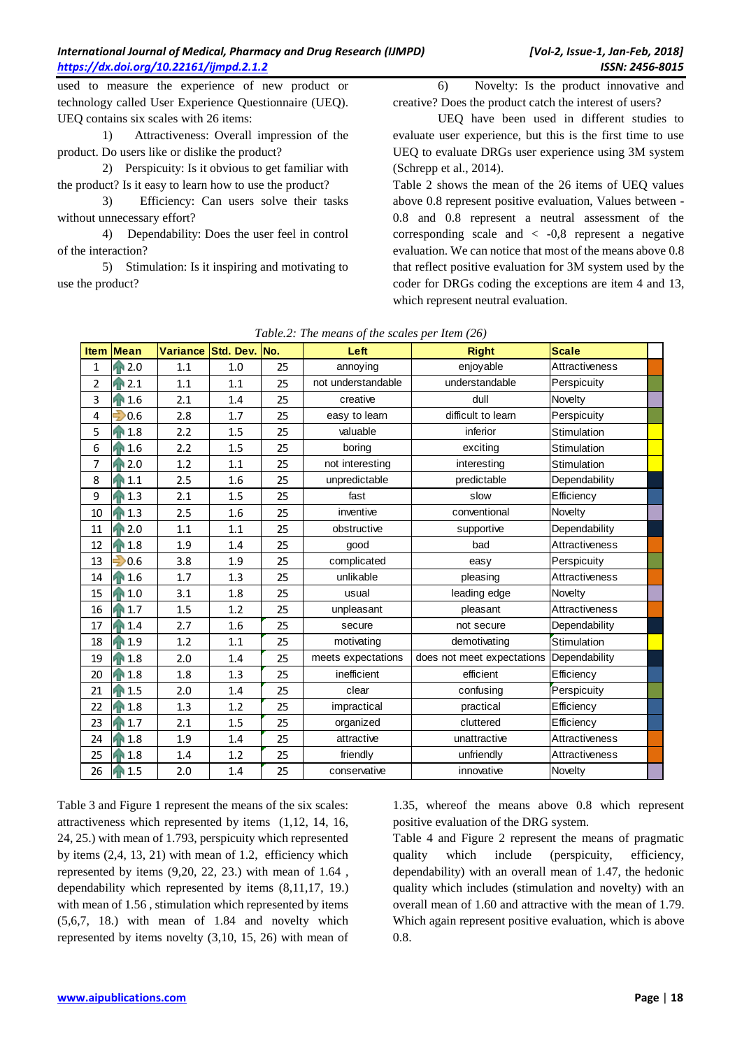used to measure the experience of new product or technology called User Experience Questionnaire (UEQ). UEQ contains six scales with 26 items:

1) Attractiveness: Overall impression of the product. Do users like or dislike the product?

2) Perspicuity: Is it obvious to get familiar with the product? Is it easy to learn how to use the product?

3) Efficiency: Can users solve their tasks without unnecessary effort?

4) Dependability: Does the user feel in control of the interaction?

5) Stimulation: Is it inspiring and motivating to use the product?

6) Novelty: Is the product innovative and creative? Does the product catch the interest of users?

UEQ have been used in different studies to evaluate user experience, but this is the first time to use UEQ to evaluate DRGs user experience using 3M system (Schrepp et al., 2014).

Table 2 shows the mean of the 26 items of UEQ values above 0.8 represent positive evaluation, Values between -0.8 and 0.8 represent a neutral assessment of the corresponding scale and < -0,8 represent a negative evaluation. We can notice that most of the means above 0.8 that reflect positive evaluation for 3M system used by the coder for DRGs coding the exceptions are item 4 and 13, which represent neutral evaluation.

*Table.2: The means of the scales per Item (26)*

| Item | Mean | Variance | Std. Dev. | No. | Left | Right | Scale |
|---|---|---|---|---|---|---|---|
| 1 | 2.0 | 1.1 | 1.0 | 25 | annoying | enjoyable | Attractiveness |
| 2 | 2.1 | 1.1 | 1.1 | 25 | not understandable | understandable | Perspicuity |
| 3 | 1.6 | 2.1 | 1.4 | 25 | creative | dull | Novelty |
| 4 | 0.6 | 2.8 | 1.7 | 25 | easy to learn | difficult to learn | Perspicuity |
| 5 | 1.8 | 2.2 | 1.5 | 25 | valuable | inferior | Stimulation |
| 6 | 1.6 | 2.2 | 1.5 | 25 | boring | exciting | Stimulation |
| 7 | 2.0 | 1.2 | 1.1 | 25 | not interesting | interesting | Stimulation |
| 8 | 1.1 | 2.5 | 1.6 | 25 | unpredictable | predictable | Dependability |
| 9 | 1.3 | 2.1 | 1.5 | 25 | fast | slow | Efficiency |
| 10 | 1.3 | 2.5 | 1.6 | 25 | inventive | conventional | Novelty |
| 11 | 2.0 | 1.1 | 1.1 | 25 | obstructive | supportive | Dependability |
| 12 | 1.8 | 1.9 | 1.4 | 25 | good | bad | Attractiveness |
| 13 | 0.6 | 3.8 | 1.9 | 25 | complicated | easy | Perspicuity |
| 14 | 1.6 | 1.7 | 1.3 | 25 | unlikable | pleasing | Attractiveness |
| 15 | 1.0 | 3.1 | 1.8 | 25 | usual | leading edge | Novelty |
| 16 | 1.7 | 1.5 | 1.2 | 25 | unpleasant | pleasant | Attractiveness |
| 17 | 1.4 | 2.7 | 1.6 | 25 | secure | not secure | Dependability |
| 18 | 1.9 | 1.2 | 1.1 | 25 | motivating | demotivating | Stimulation |
| 19 | 1.8 | 2.0 | 1.4 | 25 | meets expectations | does not meet expectations | Dependability |
| 20 | 1.8 | 1.8 | 1.3 | 25 | inefficient | efficient | Efficiency |
| 21 | 1.5 | 2.0 | 1.4 | 25 | clear | confusing | Perspicuity |
| 22 | 1.8 | 1.3 | 1.2 | 25 | impractical | practical | Efficiency |
| 23 | 1.7 | 2.1 | 1.5 | 25 | organized | cluttered | Efficiency |
| 24 | 1.8 | 1.9 | 1.4 | 25 | attractive | unattractive | Attractiveness |
| 25 | 1.8 | 1.4 | 1.2 | 25 | friendly | unfriendly | Attractiveness |
| 26 | 1.5 | 2.0 | 1.4 | 25 | conservative | innovative | Novelty |

Table 3 and Figure 1 represent the means of the six scales: attractiveness which represented by items (1,12, 14, 16, 24, 25.) with mean of 1.793, perspicuity which represented by items (2,4, 13, 21) with mean of 1.2, efficiency which represented by items (9,20, 22, 23.) with mean of 1.64 , dependability which represented by items (8,11,17, 19.) with mean of 1.56 , stimulation which represented by items (5,6,7, 18.) with mean of 1.84 and novelty which represented by items novelty (3,10, 15, 26) with mean of 1.35, whereof the means above 0.8 which represent positive evaluation of the DRG system.

Table 4 and Figure 2 represent the means of pragmatic quality which include (perspicuity, efficiency, dependability) with an overall mean of 1.47, the hedonic quality which includes (stimulation and novelty) with an overall mean of 1.60 and attractive with the mean of 1.79. Which again represent positive evaluation, which is above 0.8.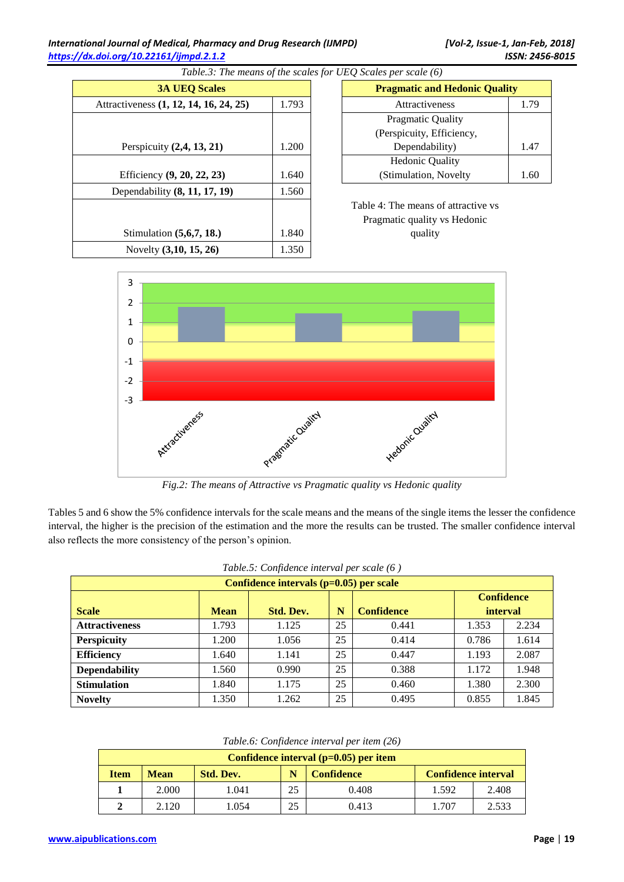*Table.3: The means of the scales for UEQ Scales per scale (6)*

| 3A UEQ Scales | |
|---|---|
| Attractiveness **(1, 12, 14, 16, 24, 25)** | 1.793 |
| Perspicuity **(2,4, 13, 21)** | 1.200 |
| Efficiency **(9, 20, 22, 23)** | 1.640 |
| Dependability **(8, 11, 17, 19)** | 1.560 |
| Stimulation **(5,6,7, 18.)** | 1.840 |
| Novelty **(3,10, 15, 26)** | 1.350 |

| Pragmatic and Hedonic Quality | |
|---|---|
| Attractiveness | 1.79 |
| Pragmatic Quality (Perspicuity, Efficiency, Dependability) | 1.47 |
| Hedonic Quality (Stimulation, Novelty | 1.60 |

Table 4: The means of attractive vs Pragmatic quality vs Hedonic quality

*Fig.2: The means of Attractive vs Pragmatic quality vs Hedonic quality*

Tables 5 and 6 show the 5% confidence intervals for the scale means and the means of the single items the lesser the confidence interval, the higher is the precision of the estimation and the more the results can be trusted. The smaller confidence interval also reflects the more consistency of the person's opinion.

*Table.5: Confidence interval per scale (6 )*

| **Confidence intervals (p=0.05) per scale** | | | | | | |
|---|---|---|---|---|---|---|
| **Scale** | **Mean** | **Std. Dev.** | **N** | **Confidence** | **Confidence interval** | |
| **Attractiveness** | 1.793 | 1.125 | 25 | 0.441 | 1.353 | 2.234 |
| **Perspicuity** | 1.200 | 1.056 | 25 | 0.414 | 0.786 | 1.614 |
| **Efficiency** | 1.640 | 1.141 | 25 | 0.447 | 1.193 | 2.087 |
| **Dependability** | 1.560 | 0.990 | 25 | 0.388 | 1.172 | 1.948 |
| **Stimulation** | 1.840 | 1.175 | 25 | 0.460 | 1.380 | 2.300 |
| **Novelty** | 1.350 | 1.262 | 25 | 0.495 | 0.855 | 1.845 |

*Table.6: Confidence interval per item (26)*

| **Confidence interval (p=0.05) per item** | | | | | | |
|---|---|---|---|---|---|---|
| **Item** | **Mean** | **Std. Dev.** | **N** | **Confidence** | **Confidence interval** | |
| **1** | 2.000 | 1.041 | 25 | 0.408 | 1.592 | 2.408 |
| **2** | 2.120 | 1.054 | 25 | 0.413 | 1.707 | 2.533 |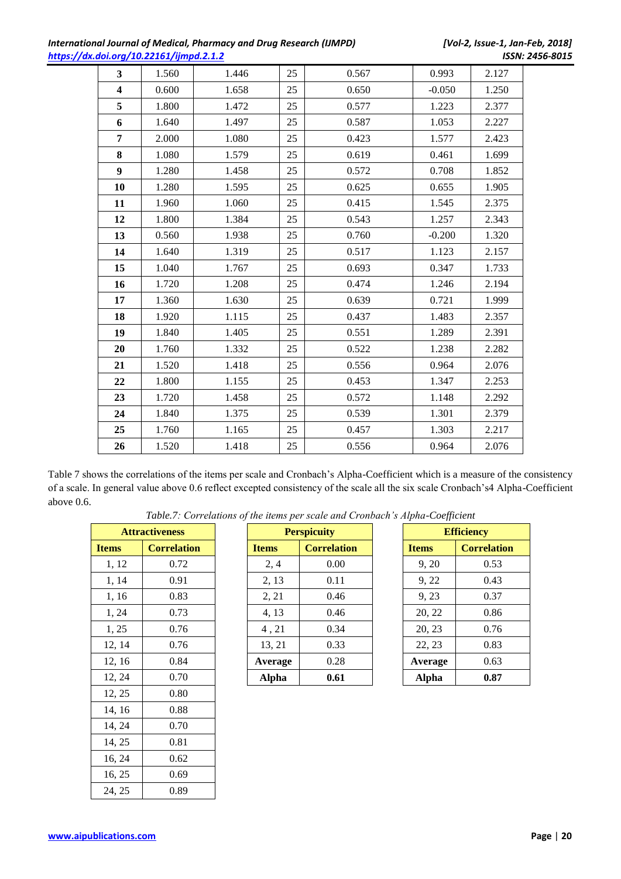| 3 | 1.560 | 1.446 | 25 | 0.567 | 0.993 | 2.127 |
|---|---|---|---|---|---|---|
| 4 | 0.600 | 1.658 | 25 | 0.650 | -0.050 | 1.250 |
| 5 | 1.800 | 1.472 | 25 | 0.577 | 1.223 | 2.377 |
| 6 | 1.640 | 1.497 | 25 | 0.587 | 1.053 | 2.227 |
| 7 | 2.000 | 1.080 | 25 | 0.423 | 1.577 | 2.423 |
| 8 | 1.080 | 1.579 | 25 | 0.619 | 0.461 | 1.699 |
| 9 | 1.280 | 1.458 | 25 | 0.572 | 0.708 | 1.852 |
| 10 | 1.280 | 1.595 | 25 | 0.625 | 0.655 | 1.905 |
| 11 | 1.960 | 1.060 | 25 | 0.415 | 1.545 | 2.375 |
| 12 | 1.800 | 1.384 | 25 | 0.543 | 1.257 | 2.343 |
| 13 | 0.560 | 1.938 | 25 | 0.760 | -0.200 | 1.320 |
| 14 | 1.640 | 1.319 | 25 | 0.517 | 1.123 | 2.157 |
| 15 | 1.040 | 1.767 | 25 | 0.693 | 0.347 | 1.733 |
| 16 | 1.720 | 1.208 | 25 | 0.474 | 1.246 | 2.194 |
| 17 | 1.360 | 1.630 | 25 | 0.639 | 0.721 | 1.999 |
| 18 | 1.920 | 1.115 | 25 | 0.437 | 1.483 | 2.357 |
| 19 | 1.840 | 1.405 | 25 | 0.551 | 1.289 | 2.391 |
| 20 | 1.760 | 1.332 | 25 | 0.522 | 1.238 | 2.282 |
| 21 | 1.520 | 1.418 | 25 | 0.556 | 0.964 | 2.076 |
| 22 | 1.800 | 1.155 | 25 | 0.453 | 1.347 | 2.253 |
| 23 | 1.720 | 1.458 | 25 | 0.572 | 1.148 | 2.292 |
| 24 | 1.840 | 1.375 | 25 | 0.539 | 1.301 | 2.379 |
| 25 | 1.760 | 1.165 | 25 | 0.457 | 1.303 | 2.217 |
| 26 | 1.520 | 1.418 | 25 | 0.556 | 0.964 | 2.076 |

Table 7 shows the correlations of the items per scale and Cronbach's Alpha-Coefficient which is a measure of the consistency of a scale. In general value above 0.6 reflect excepted consistency of the scale all the six scale Cronbach's4 Alpha-Coefficient above 0.6.

*Table.7: Correlations of the items per scale and Cronbach's Alpha-Coefficient*

| Attractiveness | |
|---|---|
| **Items** | **Correlation** |
| 1, 12 | 0.72 |
| 1, 14 | 0.91 |
| 1, 16 | 0.83 |
| 1, 24 | 0.73 |
| 1, 25 | 0.76 |
| 12, 14 | 0.76 |
| 12, 16 | 0.84 |
| 12, 24 | 0.70 |
| 12, 25 | 0.80 |
| 14, 16 | 0.88 |
| 14, 24 | 0.70 |
| 14, 25 | 0.81 |
| 16, 24 | 0.62 |
| 16, 25 | 0.69 |
| 24, 25 | 0.89 |

| Perspicuity | |
|---|---|
| **Items** | **Correlation** |
| 2, 4 | 0.00 |
| 2, 13 | 0.11 |
| 2, 21 | 0.46 |
| 4, 13 | 0.46 |
| 4 , 21 | 0.34 |
| 13, 21 | 0.33 |
| **Average** | 0.28 |
| **Alpha** | **0.61** |

| Efficiency | |
|---|---|
| **Items** | **Correlation** |
| 9, 20 | 0.53 |
| 9, 22 | 0.43 |
| 9, 23 | 0.37 |
| 20, 22 | 0.86 |
| 20, 23 | 0.76 |
| 22, 23 | 0.83 |
| **Average** | 0.63 |
| **Alpha** | **0.87** |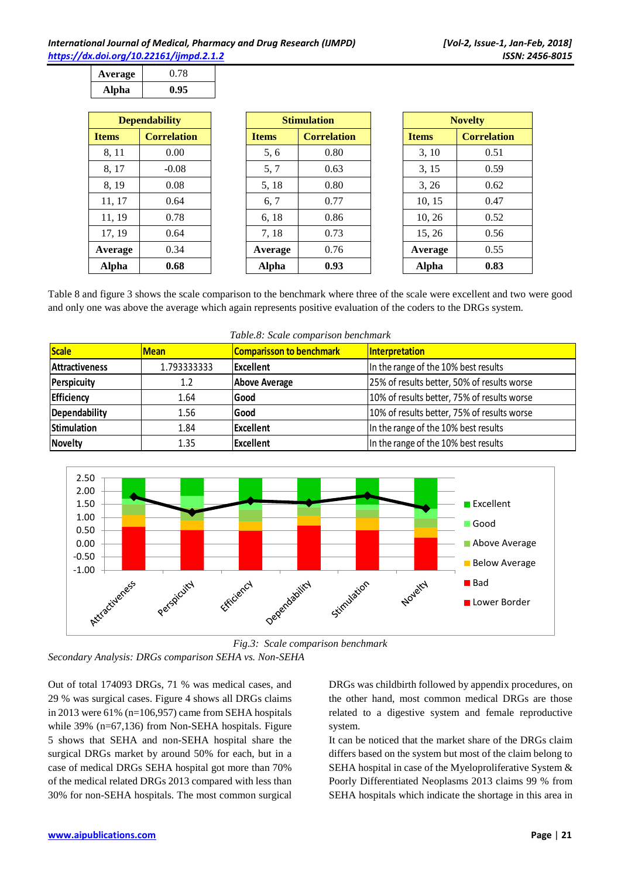| Average | 0.78 |
|---|---|
| **Alpha** | **0.95** |

| Dependability | |
|---|---|
| **Items** | **Correlation** |
| 8, 11 | 0.00 |
| 8, 17 | -0.08 |
| 8, 19 | 0.08 |
| 11, 17 | 0.64 |
| 11, 19 | 0.78 |
| 17, 19 | 0.64 |
| **Average** | 0.34 |
| **Alpha** | **0.68** |

| Stimulation | |
|---|---|
| **Items** | **Correlation** |
| 5, 6 | 0.80 |
| 5, 7 | 0.63 |
| 5, 18 | 0.80 |
| 6, 7 | 0.77 |
| 6, 18 | 0.86 |
| 7, 18 | 0.73 |
| **Average** | 0.76 |
| **Alpha** | **0.93** |

| Novelty | |
|---|---|
| **Items** | **Correlation** |
| 3, 10 | 0.51 |
| 3, 15 | 0.59 |
| 3, 26 | 0.62 |
| 10, 15 | 0.47 |
| 10, 26 | 0.52 |
| 15, 26 | 0.56 |
| **Average** | 0.55 |
| **Alpha** | **0.83** |

Table 8 and figure 3 shows the scale comparison to the benchmark where three of the scale were excellent and two were good and only one was above the average which again represents positive evaluation of the coders to the DRGs system.

*Table.8: Scale comparison benchmark*

| Scale | Mean | Comparisson to benchmark | Interpretation |
|---|---|---|---|
| Attractiveness | 1.793333333 | Excellent | In the range of the 10% best results |
| Perspicuity | 1.2 | Above Average | 25% of results better, 50% of results worse |
| Efficiency | 1.64 | Good | 10% of results better, 75% of results worse |
| Dependability | 1.56 | Good | 10% of results better, 75% of results worse |
| Stimulation | 1.84 | Excellent | In the range of the 10% best results |
| Novelty | 1.35 | Excellent | In the range of the 10% best results |

*Fig.3: Scale comparison benchmark*

*Secondary Analysis: DRGs comparison SEHA vs. Non-SEHA*

Out of total 174093 DRGs, 71 % was medical cases, and 29 % was surgical cases. Figure 4 shows all DRGs claims in 2013 were 61% (n=106,957) came from SEHA hospitals while 39% (n=67,136) from Non-SEHA hospitals. Figure 5 shows that SEHA and non-SEHA hospital share the surgical DRGs market by around 50% for each, but in a case of medical DRGs SEHA hospital got more than 70% of the medical related DRGs 2013 compared with less than 30% for non-SEHA hospitals. The most common surgical DRGs was childbirth followed by appendix procedures, on the other hand, most common medical DRGs are those related to a digestive system and female reproductive system.

It can be noticed that the market share of the DRGs claim differs based on the system but most of the claim belong to SEHA hospital in case of the Myeloproliferative System & Poorly Differentiated Neoplasms 2013 claims 99 % from SEHA hospitals which indicate the shortage in this area in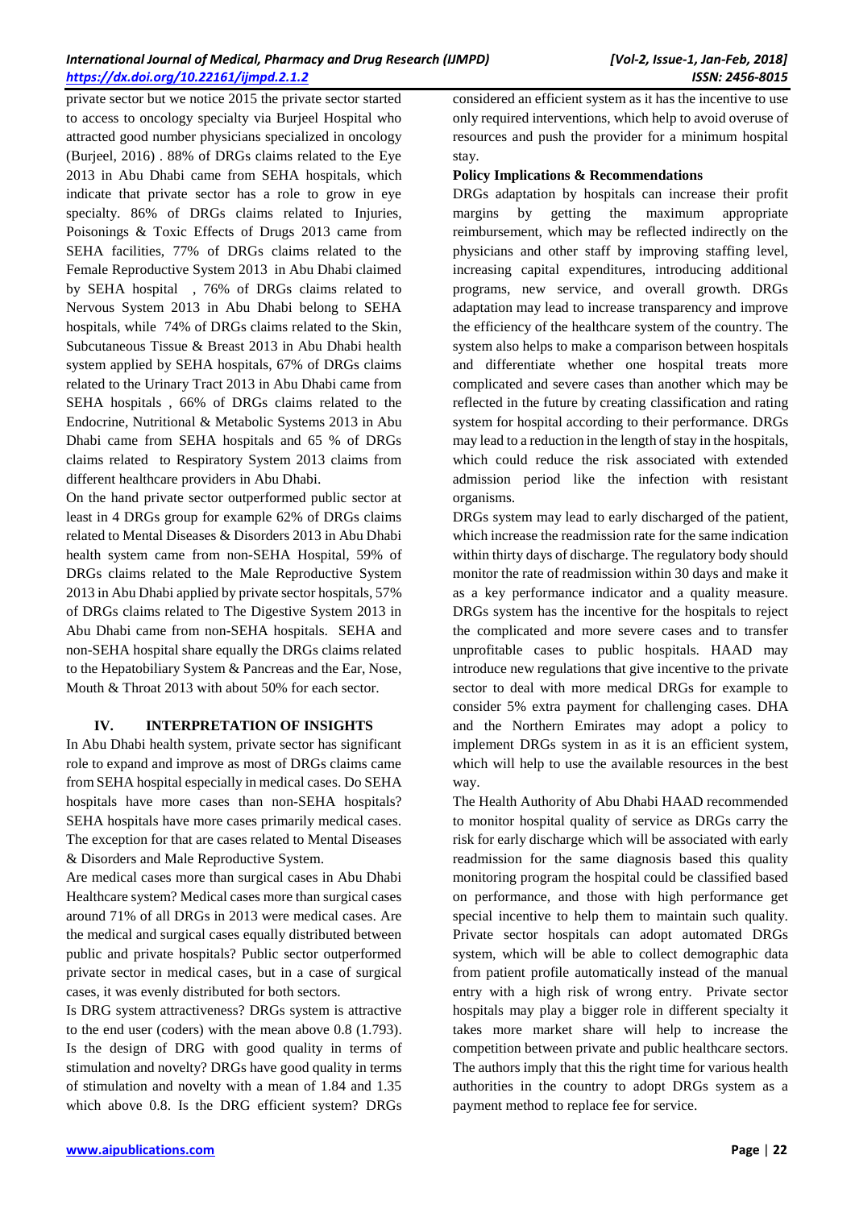private sector but we notice 2015 the private sector started to access to oncology specialty via Burjeel Hospital who attracted good number physicians specialized in oncology (Burjeel, 2016) . 88% of DRGs claims related to the Eye 2013 in Abu Dhabi came from SEHA hospitals, which indicate that private sector has a role to grow in eye specialty. 86% of DRGs claims related to Injuries, Poisonings & Toxic Effects of Drugs 2013 came from SEHA facilities, 77% of DRGs claims related to the Female Reproductive System 2013 in Abu Dhabi claimed by SEHA hospital , 76% of DRGs claims related to Nervous System 2013 in Abu Dhabi belong to SEHA hospitals, while 74% of DRGs claims related to the Skin, Subcutaneous Tissue & Breast 2013 in Abu Dhabi health system applied by SEHA hospitals, 67% of DRGs claims related to the Urinary Tract 2013 in Abu Dhabi came from SEHA hospitals , 66% of DRGs claims related to the Endocrine, Nutritional & Metabolic Systems 2013 in Abu Dhabi came from SEHA hospitals and 65 % of DRGs claims related to Respiratory System 2013 claims from different healthcare providers in Abu Dhabi.

On the hand private sector outperformed public sector at least in 4 DRGs group for example 62% of DRGs claims related to Mental Diseases & Disorders 2013 in Abu Dhabi health system came from non-SEHA Hospital, 59% of DRGs claims related to the Male Reproductive System 2013 in Abu Dhabi applied by private sector hospitals, 57% of DRGs claims related to The Digestive System 2013 in Abu Dhabi came from non-SEHA hospitals. SEHA and non-SEHA hospital share equally the DRGs claims related to the Hepatobiliary System & Pancreas and the Ear, Nose, Mouth & Throat 2013 with about 50% for each sector.

## IV. INTERPRETATION OF INSIGHTS

In Abu Dhabi health system, private sector has significant role to expand and improve as most of DRGs claims came from SEHA hospital especially in medical cases. Do SEHA hospitals have more cases than non-SEHA hospitals? SEHA hospitals have more cases primarily medical cases. The exception for that are cases related to Mental Diseases & Disorders and Male Reproductive System.

Are medical cases more than surgical cases in Abu Dhabi Healthcare system? Medical cases more than surgical cases around 71% of all DRGs in 2013 were medical cases. Are the medical and surgical cases equally distributed between public and private hospitals? Public sector outperformed private sector in medical cases, but in a case of surgical cases, it was evenly distributed for both sectors.

Is DRG system attractiveness? DRGs system is attractive to the end user (coders) with the mean above 0.8 (1.793). Is the design of DRG with good quality in terms of stimulation and novelty? DRGs have good quality in terms of stimulation and novelty with a mean of 1.84 and 1.35 which above 0.8. Is the DRG efficient system? DRGs considered an efficient system as it has the incentive to use only required interventions, which help to avoid overuse of resources and push the provider for a minimum hospital stay.

**Policy Implications & Recommendations**

DRGs adaptation by hospitals can increase their profit margins by getting the maximum appropriate reimbursement, which may be reflected indirectly on the physicians and other staff by improving staffing level, increasing capital expenditures, introducing additional programs, new service, and overall growth. DRGs adaptation may lead to increase transparency and improve the efficiency of the healthcare system of the country. The system also helps to make a comparison between hospitals and differentiate whether one hospital treats more complicated and severe cases than another which may be reflected in the future by creating classification and rating system for hospital according to their performance. DRGs may lead to a reduction in the length of stay in the hospitals, which could reduce the risk associated with extended admission period like the infection with resistant organisms.

DRGs system may lead to early discharged of the patient, which increase the readmission rate for the same indication within thirty days of discharge. The regulatory body should monitor the rate of readmission within 30 days and make it as a key performance indicator and a quality measure. DRGs system has the incentive for the hospitals to reject the complicated and more severe cases and to transfer unprofitable cases to public hospitals. HAAD may introduce new regulations that give incentive to the private sector to deal with more medical DRGs for example to consider 5% extra payment for challenging cases. DHA and the Northern Emirates may adopt a policy to implement DRGs system in as it is an efficient system, which will help to use the available resources in the best way.

The Health Authority of Abu Dhabi HAAD recommended to monitor hospital quality of service as DRGs carry the risk for early discharge which will be associated with early readmission for the same diagnosis based this quality monitoring program the hospital could be classified based on performance, and those with high performance get special incentive to help them to maintain such quality. Private sector hospitals can adopt automated DRGs system, which will be able to collect demographic data from patient profile automatically instead of the manual entry with a high risk of wrong entry. Private sector hospitals may play a bigger role in different specialty it takes more market share will help to increase the competition between private and public healthcare sectors. The authors imply that this the right time for various health authorities in the country to adopt DRGs system as a payment method to replace fee for service.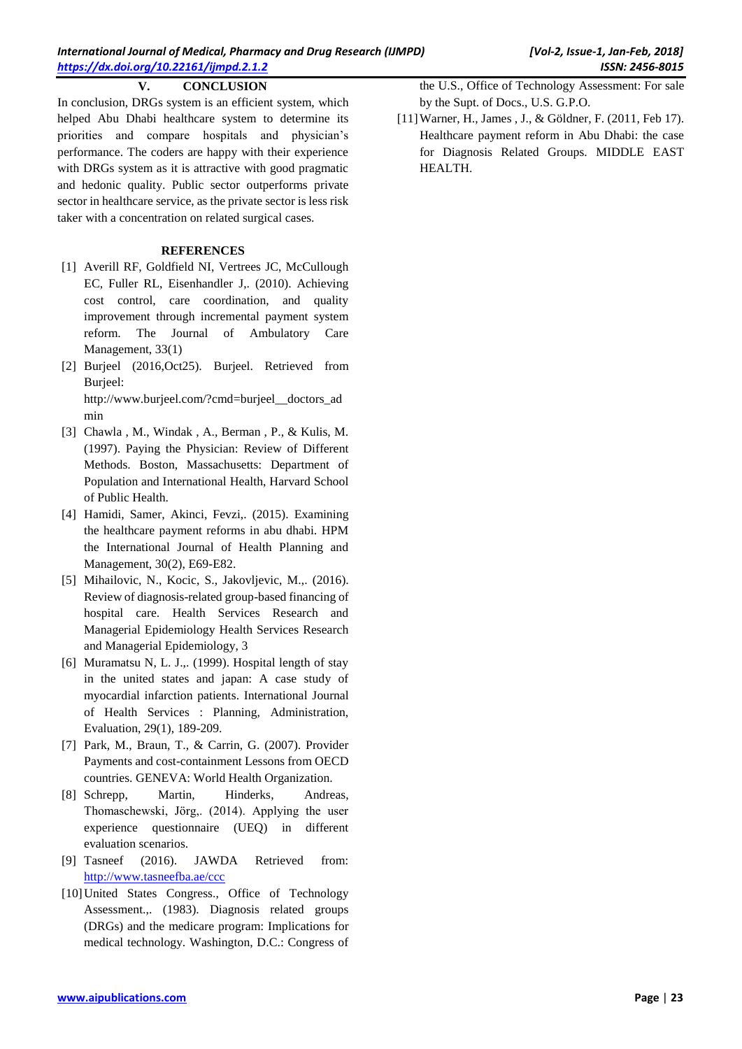## V. CONCLUSION

In conclusion, DRGs system is an efficient system, which helped Abu Dhabi healthcare system to determine its priorities and compare hospitals and physician's performance. The coders are happy with their experience with DRGs system as it is attractive with good pragmatic and hedonic quality. Public sector outperforms private sector in healthcare service, as the private sector is less risk taker with a concentration on related surgical cases.

## REFERENCES

[1] Averill RF, Goldfield NI, Vertrees JC, McCullough EC, Fuller RL, Eisenhandler J,. (2010). Achieving cost control, care coordination, and quality improvement through incremental payment system reform. The Journal of Ambulatory Care Management, 33(1)

[2] Burjeel (2016,Oct25). Burjeel. Retrieved from Burjeel: http://www.burjeel.com/?cmd=burjeel__doctors_admin

[3] Chawla , M., Windak , A., Berman , P., & Kulis, M. (1997). Paying the Physician: Review of Different Methods. Boston, Massachusetts: Department of Population and International Health, Harvard School of Public Health.

[4] Hamidi, Samer, Akinci, Fevzi,. (2015). Examining the healthcare payment reforms in abu dhabi. HPM the International Journal of Health Planning and Management, 30(2), E69-E82.

[5] Mihailovic, N., Kocic, S., Jakovljevic, M.,. (2016). Review of diagnosis-related group-based financing of hospital care. Health Services Research and Managerial Epidemiology Health Services Research and Managerial Epidemiology, 3

[6] Muramatsu N, L. J.,. (1999). Hospital length of stay in the united states and japan: A case study of myocardial infarction patients. International Journal of Health Services : Planning, Administration, Evaluation, 29(1), 189-209.

[7] Park, M., Braun, T., & Carrin, G. (2007). Provider Payments and cost-containment Lessons from OECD countries. GENEVA: World Health Organization.

[8] Schrepp, Martin, Hinderks, Andreas, Thomaschewski, Jörg,. (2014). Applying the user experience questionnaire (UEQ) in different evaluation scenarios.

[9] Tasneef (2016). JAWDA Retrieved from: http://www.tasneefba.ae/ccc

[10] United States Congress., Office of Technology Assessment.,. (1983). Diagnosis related groups (DRGs) and the medicare program: Implications for medical technology. Washington, D.C.: Congress of the U.S., Office of Technology Assessment: For sale by the Supt. of Docs., U.S. G.P.O.

[11] Warner, H., James , J., & Göldner, F. (2011, Feb 17). Healthcare payment reform in Abu Dhabi: the case for Diagnosis Related Groups. MIDDLE EAST HEALTH.